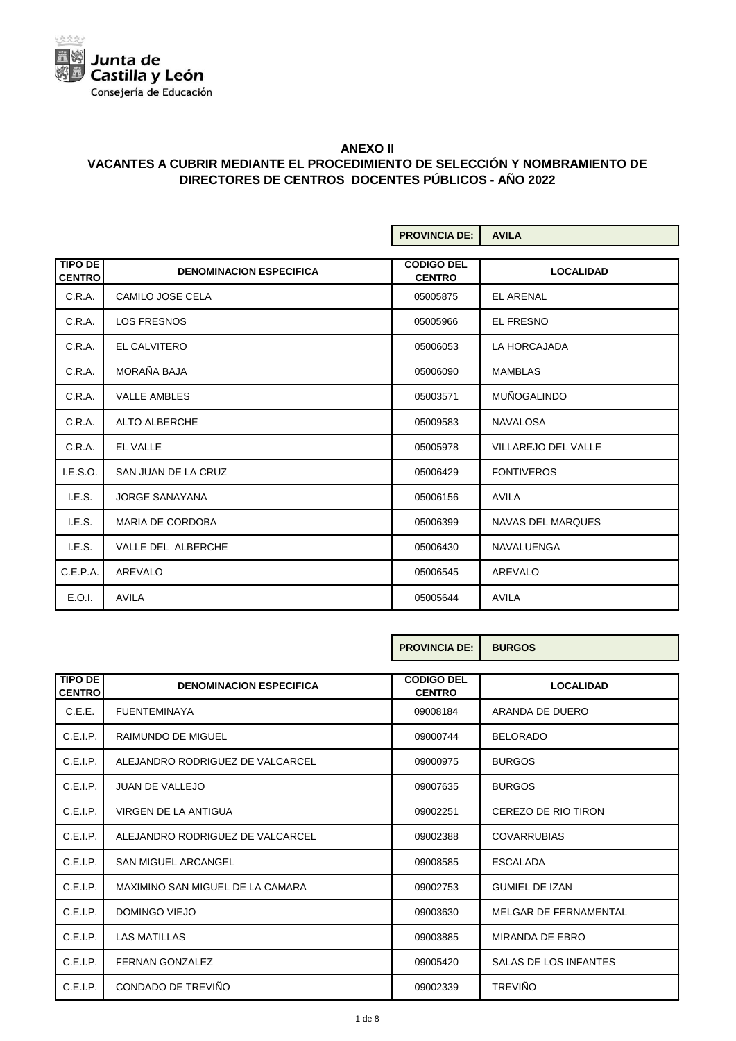Junta de Castilla y León

Consejería de Educación

# ANEXO II

## VACANTES A CUBRIR MEDIANTE EL PROCEDIMIENTO DE SELECCIÓN Y NOMBRAMIENTO DE DIRECTORES DE CENTROS DOCENTES PÚBLICOS - AÑO 2022

**PROVINCIA DE: AVILA**

| TIPO DE CENTRO | DENOMINACION ESPECIFICA | CODIGO DEL CENTRO | LOCALIDAD |
|---|---|---|---|
| C.R.A. | CAMILO JOSE CELA | 05005875 | EL ARENAL |
| C.R.A. | LOS FRESNOS | 05005966 | EL FRESNO |
| C.R.A. | EL CALVITERO | 05006053 | LA HORCAJADA |
| C.R.A. | MORAÑA BAJA | 05006090 | MAMBLAS |
| C.R.A. | VALLE AMBLES | 05003571 | MUÑOGALINDO |
| C.R.A. | ALTO ALBERCHE | 05009583 | NAVALOSA |
| C.R.A. | EL VALLE | 05005978 | VILLAREJO DEL VALLE |
| I.E.S.O. | SAN JUAN DE LA CRUZ | 05006429 | FONTIVEROS |
| I.E.S. | JORGE SANAYANA | 05006156 | AVILA |
| I.E.S. | MARIA DE CORDOBA | 05006399 | NAVAS DEL MARQUES |
| I.E.S. | VALLE DEL ALBERCHE | 05006430 | NAVALUENGA |
| C.E.P.A. | AREVALO | 05006545 | AREVALO |
| E.O.I. | AVILA | 05005644 | AVILA |

**PROVINCIA DE: BURGOS**

| TIPO DE CENTRO | DENOMINACION ESPECIFICA | CODIGO DEL CENTRO | LOCALIDAD |
|---|---|---|---|
| C.E.E. | FUENTEMINAYA | 09008184 | ARANDA DE DUERO |
| C.E.I.P. | RAIMUNDO DE MIGUEL | 09000744 | BELORADO |
| C.E.I.P. | ALEJANDRO RODRIGUEZ DE VALCARCEL | 09000975 | BURGOS |
| C.E.I.P. | JUAN DE VALLEJO | 09007635 | BURGOS |
| C.E.I.P. | VIRGEN DE LA ANTIGUA | 09002251 | CEREZO DE RIO TIRON |
| C.E.I.P. | ALEJANDRO RODRIGUEZ DE VALCARCEL | 09002388 | COVARRUBIAS |
| C.E.I.P. | SAN MIGUEL ARCANGEL | 09008585 | ESCALADA |
| C.E.I.P. | MAXIMINO SAN MIGUEL DE LA CAMARA | 09002753 | GUMIEL DE IZAN |
| C.E.I.P. | DOMINGO VIEJO | 09003630 | MELGAR DE FERNAMENTAL |
| C.E.I.P. | LAS MATILLAS | 09003885 | MIRANDA DE EBRO |
| C.E.I.P. | FERNAN GONZALEZ | 09005420 | SALAS DE LOS INFANTES |
| C.E.I.P. | CONDADO DE TREVIÑO | 09002339 | TREVIÑO |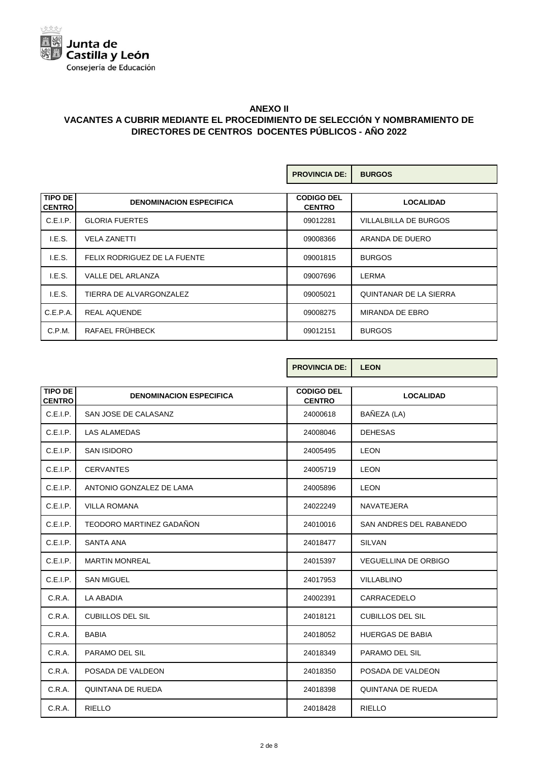Junta de Castilla y León
Consejería de Educación

## ANEXO II
## VACANTES A CUBRIR MEDIANTE EL PROCEDIMIENTO DE SELECCIÓN Y NOMBRAMIENTO DE DIRECTORES DE CENTROS DOCENTES PÚBLICOS - AÑO 2022

**PROVINCIA DE: BURGOS**

| TIPO DE CENTRO | DENOMINACION ESPECIFICA | CODIGO DEL CENTRO | LOCALIDAD |
|---|---|---|---|
| C.E.I.P. | GLORIA FUERTES | 09012281 | VILLALBILLA DE BURGOS |
| I.E.S. | VELA ZANETTI | 09008366 | ARANDA DE DUERO |
| I.E.S. | FELIX RODRIGUEZ DE LA FUENTE | 09001815 | BURGOS |
| I.E.S. | VALLE DEL ARLANZA | 09007696 | LERMA |
| I.E.S. | TIERRA DE ALVARGONZALEZ | 09005021 | QUINTANAR DE LA SIERRA |
| C.E.P.A. | REAL AQUENDE | 09008275 | MIRANDA DE EBRO |
| C.P.M. | RAFAEL FRÜHBECK | 09012151 | BURGOS |

**PROVINCIA DE: LEON**

| TIPO DE CENTRO | DENOMINACION ESPECIFICA | CODIGO DEL CENTRO | LOCALIDAD |
|---|---|---|---|
| C.E.I.P. | SAN JOSE DE CALASANZ | 24000618 | BAÑEZA (LA) |
| C.E.I.P. | LAS ALAMEDAS | 24008046 | DEHESAS |
| C.E.I.P. | SAN ISIDORO | 24005495 | LEON |
| C.E.I.P. | CERVANTES | 24005719 | LEON |
| C.E.I.P. | ANTONIO GONZALEZ DE LAMA | 24005896 | LEON |
| C.E.I.P. | VILLA ROMANA | 24022249 | NAVATEJERA |
| C.E.I.P. | TEODORO MARTINEZ GADAÑON | 24010016 | SAN ANDRES DEL RABANEDO |
| C.E.I.P. | SANTA ANA | 24018477 | SILVAN |
| C.E.I.P. | MARTIN MONREAL | 24015397 | VEGUELLINA DE ORBIGO |
| C.E.I.P. | SAN MIGUEL | 24017953 | VILLABLINO |
| C.R.A. | LA ABADIA | 24002391 | CARRACEDELO |
| C.R.A. | CUBILLOS DEL SIL | 24018121 | CUBILLOS DEL SIL |
| C.R.A. | BABIA | 24018052 | HUERGAS DE BABIA |
| C.R.A. | PARAMO DEL SIL | 24018349 | PARAMO DEL SIL |
| C.R.A. | POSADA DE VALDEON | 24018350 | POSADA DE VALDEON |
| C.R.A. | QUINTANA DE RUEDA | 24018398 | QUINTANA DE RUEDA |
| C.R.A. | RIELLO | 24018428 | RIELLO |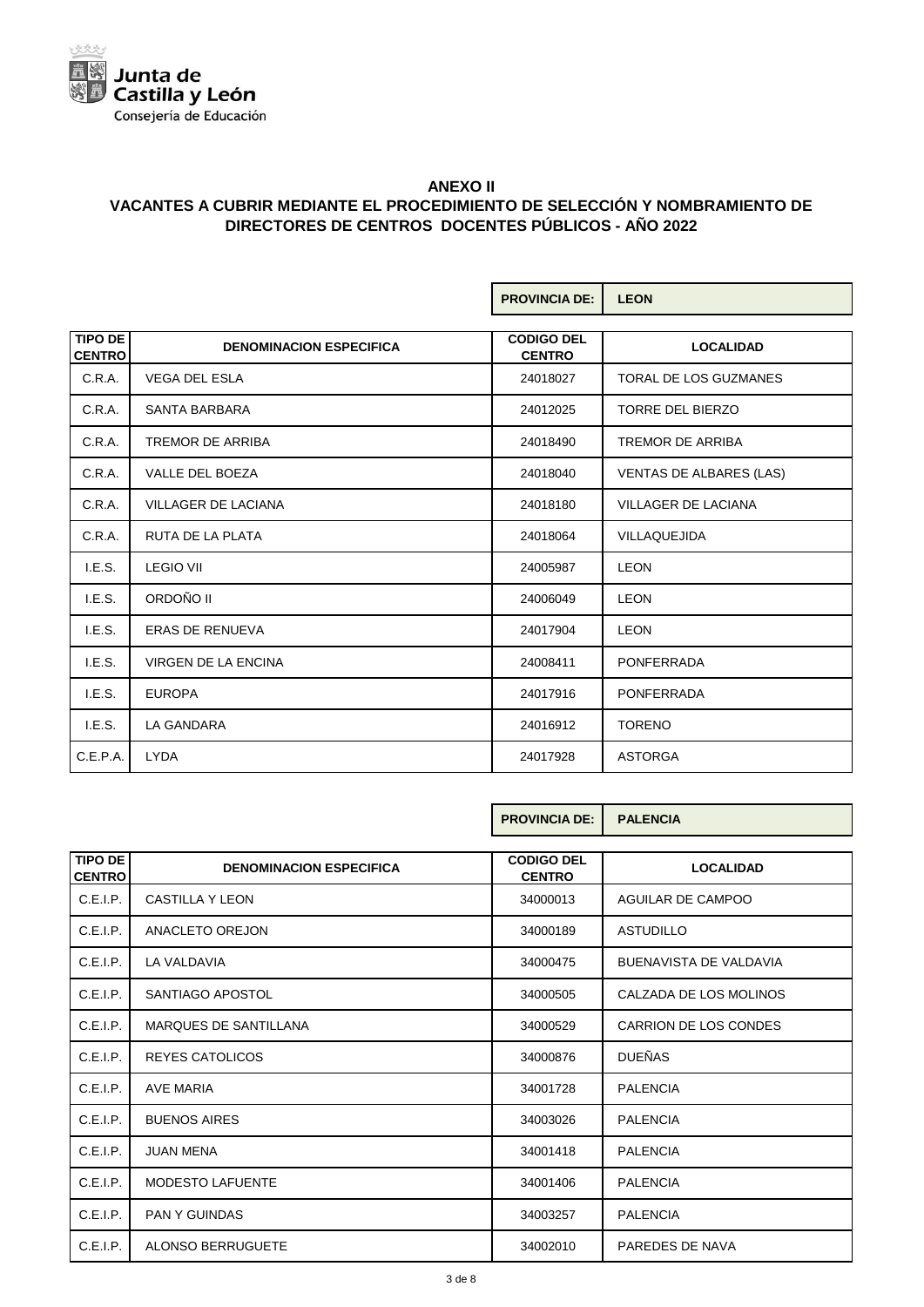Junta de Castilla y León
Consejería de Educación

## ANEXO II
## VACANTES A CUBRIR MEDIANTE EL PROCEDIMIENTO DE SELECCIÓN Y NOMBRAMIENTO DE DIRECTORES DE CENTROS DOCENTES PÚBLICOS - AÑO 2022

**PROVINCIA DE: LEON**

| TIPO DE CENTRO | DENOMINACION ESPECIFICA | CODIGO DEL CENTRO | LOCALIDAD |
|---|---|---|---|
| C.R.A. | VEGA DEL ESLA | 24018027 | TORAL DE LOS GUZMANES |
| C.R.A. | SANTA BARBARA | 24012025 | TORRE DEL BIERZO |
| C.R.A. | TREMOR DE ARRIBA | 24018490 | TREMOR DE ARRIBA |
| C.R.A. | VALLE DEL BOEZA | 24018040 | VENTAS DE ALBARES (LAS) |
| C.R.A. | VILLAGER DE LACIANA | 24018180 | VILLAGER DE LACIANA |
| C.R.A. | RUTA DE LA PLATA | 24018064 | VILLAQUEJIDA |
| I.E.S. | LEGIO VII | 24005987 | LEON |
| I.E.S. | ORDOÑO II | 24006049 | LEON |
| I.E.S. | ERAS DE RENUEVA | 24017904 | LEON |
| I.E.S. | VIRGEN DE LA ENCINA | 24008411 | PONFERRADA |
| I.E.S. | EUROPA | 24017916 | PONFERRADA |
| I.E.S. | LA GANDARA | 24016912 | TORENO |
| C.E.P.A. | LYDA | 24017928 | ASTORGA |

**PROVINCIA DE: PALENCIA**

| TIPO DE CENTRO | DENOMINACION ESPECIFICA | CODIGO DEL CENTRO | LOCALIDAD |
|---|---|---|---|
| C.E.I.P. | CASTILLA Y LEON | 34000013 | AGUILAR DE CAMPOO |
| C.E.I.P. | ANACLETO OREJON | 34000189 | ASTUDILLO |
| C.E.I.P. | LA VALDAVIA | 34000475 | BUENAVISTA DE VALDAVIA |
| C.E.I.P. | SANTIAGO APOSTOL | 34000505 | CALZADA DE LOS MOLINOS |
| C.E.I.P. | MARQUES DE SANTILLANA | 34000529 | CARRION DE LOS CONDES |
| C.E.I.P. | REYES CATOLICOS | 34000876 | DUEÑAS |
| C.E.I.P. | AVE MARIA | 34001728 | PALENCIA |
| C.E.I.P. | BUENOS AIRES | 34003026 | PALENCIA |
| C.E.I.P. | JUAN MENA | 34001418 | PALENCIA |
| C.E.I.P. | MODESTO LAFUENTE | 34001406 | PALENCIA |
| C.E.I.P. | PAN Y GUINDAS | 34003257 | PALENCIA |
| C.E.I.P. | ALONSO BERRUGUETE | 34002010 | PAREDES DE NAVA |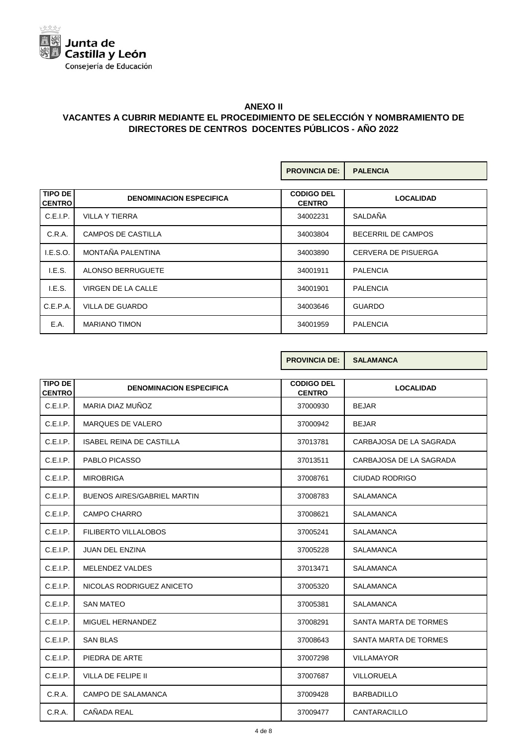Junta de Castilla y León
Consejería de Educación

## ANEXO II

## VACANTES A CUBRIR MEDIANTE EL PROCEDIMIENTO DE SELECCIÓN Y NOMBRAMIENTO DE DIRECTORES DE CENTROS DOCENTES PÚBLICOS - AÑO 2022

**PROVINCIA DE: PALENCIA**

| TIPO DE CENTRO | DENOMINACION ESPECIFICA | CODIGO DEL CENTRO | LOCALIDAD |
|---|---|---|---|
| C.E.I.P. | VILLA Y TIERRA | 34002231 | SALDAÑA |
| C.R.A. | CAMPOS DE CASTILLA | 34003804 | BECERRIL DE CAMPOS |
| I.E.S.O. | MONTAÑA PALENTINA | 34003890 | CERVERA DE PISUERGA |
| I.E.S. | ALONSO BERRUGUETE | 34001911 | PALENCIA |
| I.E.S. | VIRGEN DE LA CALLE | 34001901 | PALENCIA |
| C.E.P.A. | VILLA DE GUARDO | 34003646 | GUARDO |
| E.A. | MARIANO TIMON | 34001959 | PALENCIA |

**PROVINCIA DE: SALAMANCA**

| TIPO DE CENTRO | DENOMINACION ESPECIFICA | CODIGO DEL CENTRO | LOCALIDAD |
|---|---|---|---|
| C.E.I.P. | MARIA DIAZ MUÑOZ | 37000930 | BEJAR |
| C.E.I.P. | MARQUES DE VALERO | 37000942 | BEJAR |
| C.E.I.P. | ISABEL REINA DE CASTILLA | 37013781 | CARBAJOSA DE LA SAGRADA |
| C.E.I.P. | PABLO PICASSO | 37013511 | CARBAJOSA DE LA SAGRADA |
| C.E.I.P. | MIROBRIGA | 37008761 | CIUDAD RODRIGO |
| C.E.I.P. | BUENOS AIRES/GABRIEL MARTIN | 37008783 | SALAMANCA |
| C.E.I.P. | CAMPO CHARRO | 37008621 | SALAMANCA |
| C.E.I.P. | FILIBERTO VILLALOBOS | 37005241 | SALAMANCA |
| C.E.I.P. | JUAN DEL ENZINA | 37005228 | SALAMANCA |
| C.E.I.P. | MELENDEZ VALDES | 37013471 | SALAMANCA |
| C.E.I.P. | NICOLAS RODRIGUEZ ANICETO | 37005320 | SALAMANCA |
| C.E.I.P. | SAN MATEO | 37005381 | SALAMANCA |
| C.E.I.P. | MIGUEL HERNANDEZ | 37008291 | SANTA MARTA DE TORMES |
| C.E.I.P. | SAN BLAS | 37008643 | SANTA MARTA DE TORMES |
| C.E.I.P. | PIEDRA DE ARTE | 37007298 | VILLAMAYOR |
| C.E.I.P. | VILLA DE FELIPE II | 37007687 | VILLORUELA |
| C.R.A. | CAMPO DE SALAMANCA | 37009428 | BARBADILLO |
| C.R.A. | CAÑADA REAL | 37009477 | CANTARACILLO |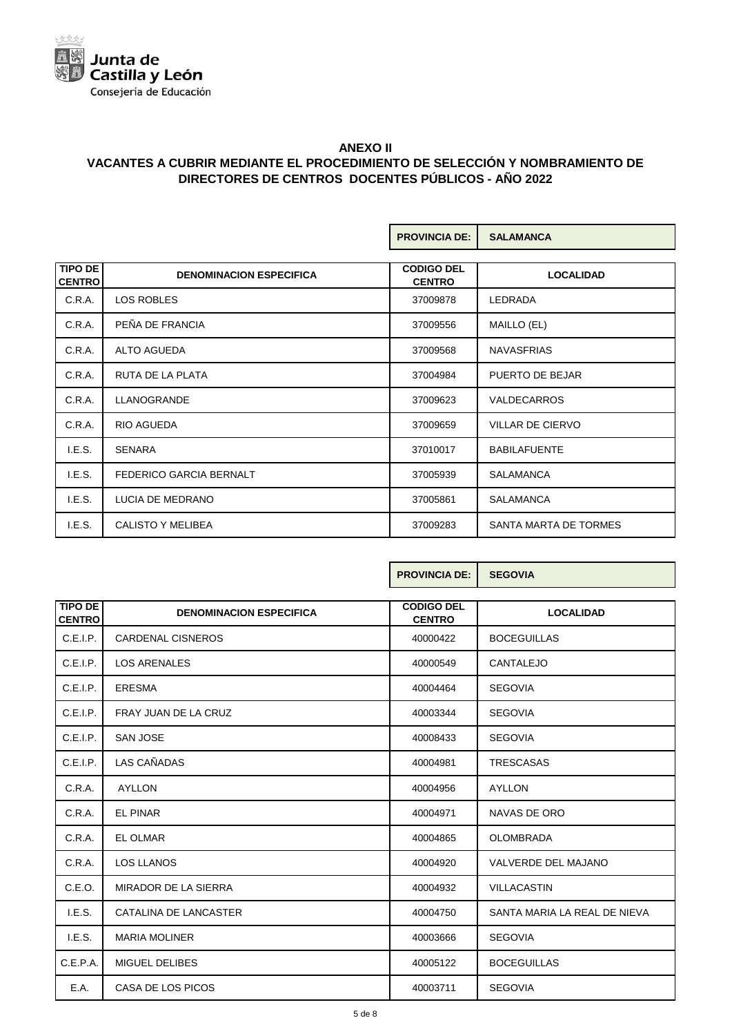Junta de Castilla y León
Consejería de Educación

## ANEXO II
## VACANTES A CUBRIR MEDIANTE EL PROCEDIMIENTO DE SELECCIÓN Y NOMBRAMIENTO DE DIRECTORES DE CENTROS DOCENTES PÚBLICOS - AÑO 2022

**PROVINCIA DE: SALAMANCA**

| TIPO DE CENTRO | DENOMINACION ESPECIFICA | CODIGO DEL CENTRO | LOCALIDAD |
|---|---|---|---|
| C.R.A. | LOS ROBLES | 37009878 | LEDRADA |
| C.R.A. | PEÑA DE FRANCIA | 37009556 | MAILLO (EL) |
| C.R.A. | ALTO AGUEDA | 37009568 | NAVASFRIAS |
| C.R.A. | RUTA DE LA PLATA | 37004984 | PUERTO DE BEJAR |
| C.R.A. | LLANOGRANDE | 37009623 | VALDECARROS |
| C.R.A. | RIO AGUEDA | 37009659 | VILLAR DE CIERVO |
| I.E.S. | SENARA | 37010017 | BABILAFUENTE |
| I.E.S. | FEDERICO GARCIA BERNALT | 37005939 | SALAMANCA |
| I.E.S. | LUCIA DE MEDRANO | 37005861 | SALAMANCA |
| I.E.S. | CALISTO Y MELIBEA | 37009283 | SANTA MARTA DE TORMES |

**PROVINCIA DE: SEGOVIA**

| TIPO DE CENTRO | DENOMINACION ESPECIFICA | CODIGO DEL CENTRO | LOCALIDAD |
|---|---|---|---|
| C.E.I.P. | CARDENAL CISNEROS | 40000422 | BOCEGUILLAS |
| C.E.I.P. | LOS ARENALES | 40000549 | CANTALEJO |
| C.E.I.P. | ERESMA | 40004464 | SEGOVIA |
| C.E.I.P. | FRAY JUAN DE LA CRUZ | 40003344 | SEGOVIA |
| C.E.I.P. | SAN JOSE | 40008433 | SEGOVIA |
| C.E.I.P. | LAS CAÑADAS | 40004981 | TRESCASAS |
| C.R.A. | AYLLON | 40004956 | AYLLON |
| C.R.A. | EL PINAR | 40004971 | NAVAS DE ORO |
| C.R.A. | EL OLMAR | 40004865 | OLOMBRADA |
| C.R.A. | LOS LLANOS | 40004920 | VALVERDE DEL MAJANO |
| C.E.O. | MIRADOR DE LA SIERRA | 40004932 | VILLACASTIN |
| I.E.S. | CATALINA DE LANCASTER | 40004750 | SANTA MARIA LA REAL DE NIEVA |
| I.E.S. | MARIA MOLINER | 40003666 | SEGOVIA |
| C.E.P.A. | MIGUEL DELIBES | 40005122 | BOCEGUILLAS |
| E.A. | CASA DE LOS PICOS | 40003711 | SEGOVIA |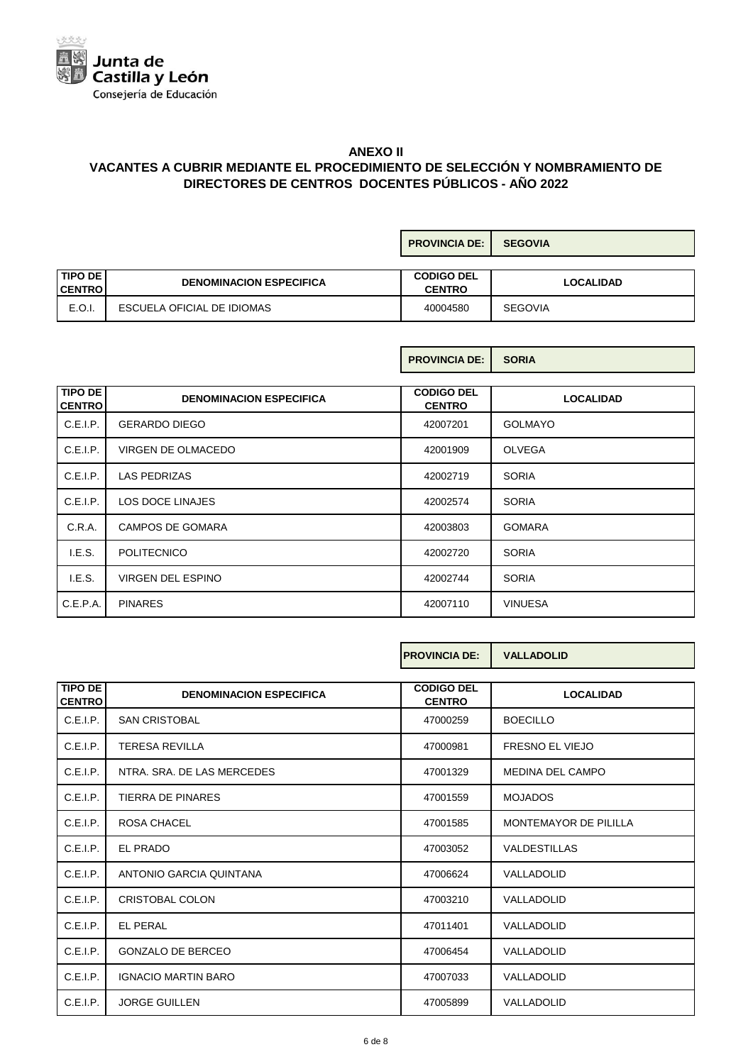Junta de Castilla y León
Consejería de Educación

## ANEXO II
## VACANTES A CUBRIR MEDIANTE EL PROCEDIMIENTO DE SELECCIÓN Y NOMBRAMIENTO DE DIRECTORES DE CENTROS DOCENTES PÚBLICOS - AÑO 2022

**PROVINCIA DE: SEGOVIA**

| TIPO DE CENTRO | DENOMINACION ESPECIFICA | CODIGO DEL CENTRO | LOCALIDAD |
|---|---|---|---|
| E.O.I. | ESCUELA OFICIAL DE IDIOMAS | 40004580 | SEGOVIA |

**PROVINCIA DE: SORIA**

| TIPO DE CENTRO | DENOMINACION ESPECIFICA | CODIGO DEL CENTRO | LOCALIDAD |
|---|---|---|---|
| C.E.I.P. | GERARDO DIEGO | 42007201 | GOLMAYO |
| C.E.I.P. | VIRGEN DE OLMACEDO | 42001909 | OLVEGA |
| C.E.I.P. | LAS PEDRIZAS | 42002719 | SORIA |
| C.E.I.P. | LOS DOCE LINAJES | 42002574 | SORIA |
| C.R.A. | CAMPOS DE GOMARA | 42003803 | GOMARA |
| I.E.S. | POLITECNICO | 42002720 | SORIA |
| I.E.S. | VIRGEN DEL ESPINO | 42002744 | SORIA |
| C.E.P.A. | PINARES | 42007110 | VINUESA |

**PROVINCIA DE: VALLADOLID**

| TIPO DE CENTRO | DENOMINACION ESPECIFICA | CODIGO DEL CENTRO | LOCALIDAD |
|---|---|---|---|
| C.E.I.P. | SAN CRISTOBAL | 47000259 | BOECILLO |
| C.E.I.P. | TERESA REVILLA | 47000981 | FRESNO EL VIEJO |
| C.E.I.P. | NTRA. SRA. DE LAS MERCEDES | 47001329 | MEDINA DEL CAMPO |
| C.E.I.P. | TIERRA DE PINARES | 47001559 | MOJADOS |
| C.E.I.P. | ROSA CHACEL | 47001585 | MONTEMAYOR DE PILILLA |
| C.E.I.P. | EL PRADO | 47003052 | VALDESTILLAS |
| C.E.I.P. | ANTONIO GARCIA QUINTANA | 47006624 | VALLADOLID |
| C.E.I.P. | CRISTOBAL COLON | 47003210 | VALLADOLID |
| C.E.I.P. | EL PERAL | 47011401 | VALLADOLID |
| C.E.I.P. | GONZALO DE BERCEO | 47006454 | VALLADOLID |
| C.E.I.P. | IGNACIO MARTIN BARO | 47007033 | VALLADOLID |
| C.E.I.P. | JORGE GUILLEN | 47005899 | VALLADOLID |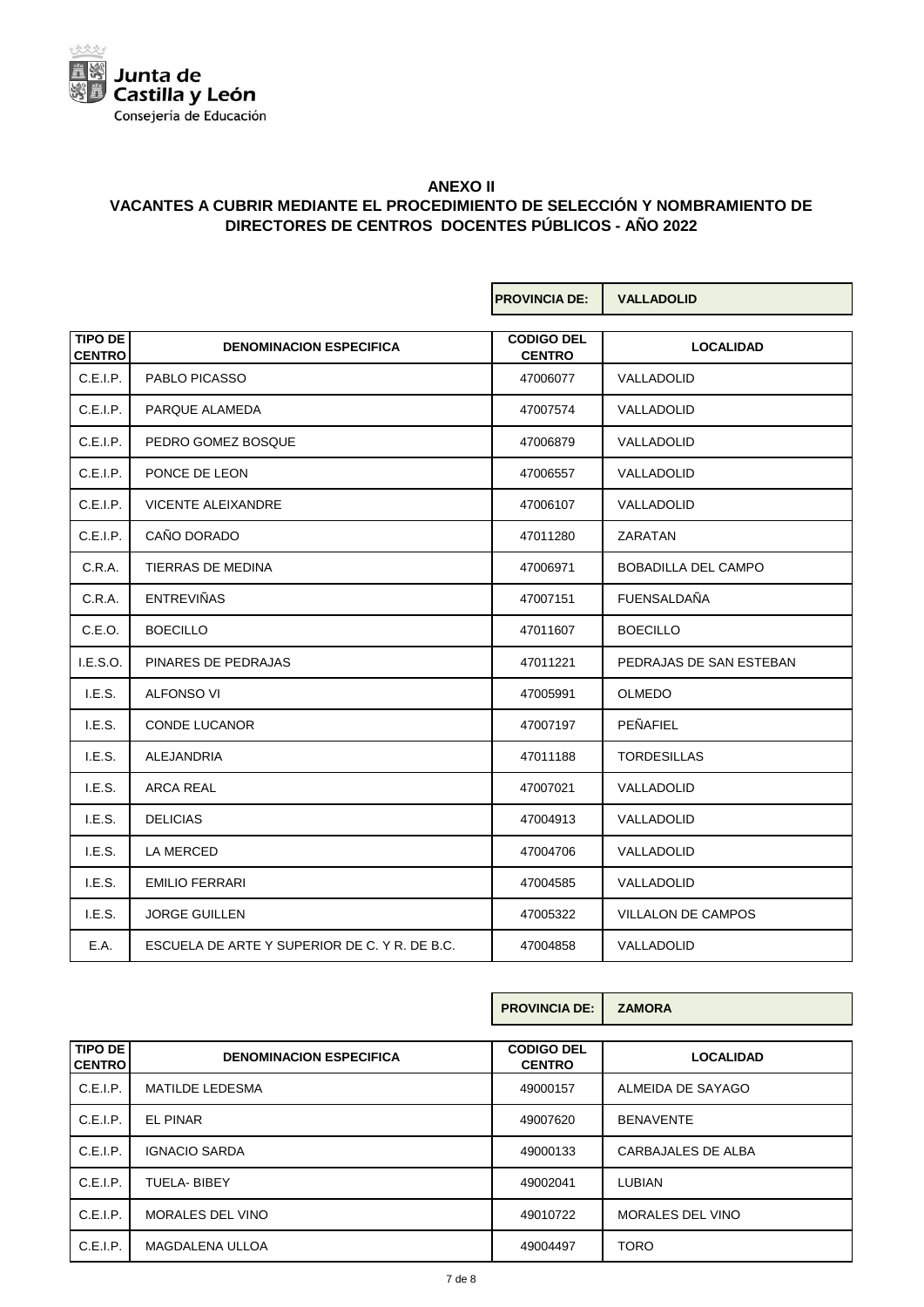Junta de Castilla y León
Consejería de Educación

## ANEXO II
## VACANTES A CUBRIR MEDIANTE EL PROCEDIMIENTO DE SELECCIÓN Y NOMBRAMIENTO DE DIRECTORES DE CENTROS DOCENTES PÚBLICOS - AÑO 2022

**PROVINCIA DE: VALLADOLID**

| TIPO DE CENTRO | DENOMINACION ESPECIFICA | CODIGO DEL CENTRO | LOCALIDAD |
|---|---|---|---|
| C.E.I.P. | PABLO PICASSO | 47006077 | VALLADOLID |
| C.E.I.P. | PARQUE ALAMEDA | 47007574 | VALLADOLID |
| C.E.I.P. | PEDRO GOMEZ BOSQUE | 47006879 | VALLADOLID |
| C.E.I.P. | PONCE DE LEON | 47006557 | VALLADOLID |
| C.E.I.P. | VICENTE ALEIXANDRE | 47006107 | VALLADOLID |
| C.E.I.P. | CAÑO DORADO | 47011280 | ZARATAN |
| C.R.A. | TIERRAS DE MEDINA | 47006971 | BOBADILLA DEL CAMPO |
| C.R.A. | ENTREVIÑAS | 47007151 | FUENSALDAÑA |
| C.E.O. | BOECILLO | 47011607 | BOECILLO |
| I.E.S.O. | PINARES DE PEDRAJAS | 47011221 | PEDRAJAS DE SAN ESTEBAN |
| I.E.S. | ALFONSO VI | 47005991 | OLMEDO |
| I.E.S. | CONDE LUCANOR | 47007197 | PEÑAFIEL |
| I.E.S. | ALEJANDRIA | 47011188 | TORDESILLAS |
| I.E.S. | ARCA REAL | 47007021 | VALLADOLID |
| I.E.S. | DELICIAS | 47004913 | VALLADOLID |
| I.E.S. | LA MERCED | 47004706 | VALLADOLID |
| I.E.S. | EMILIO FERRARI | 47004585 | VALLADOLID |
| I.E.S. | JORGE GUILLEN | 47005322 | VILLALON DE CAMPOS |
| E.A. | ESCUELA DE ARTE Y SUPERIOR DE C. Y R. DE B.C. | 47004858 | VALLADOLID |

**PROVINCIA DE: ZAMORA**

| TIPO DE CENTRO | DENOMINACION ESPECIFICA | CODIGO DEL CENTRO | LOCALIDAD |
|---|---|---|---|
| C.E.I.P. | MATILDE LEDESMA | 49000157 | ALMEIDA DE SAYAGO |
| C.E.I.P. | EL PINAR | 49007620 | BENAVENTE |
| C.E.I.P. | IGNACIO SARDA | 49000133 | CARBAJALES DE ALBA |
| C.E.I.P. | TUELA- BIBEY | 49002041 | LUBIAN |
| C.E.I.P. | MORALES DEL VINO | 49010722 | MORALES DEL VINO |
| C.E.I.P. | MAGDALENA ULLOA | 49004497 | TORO |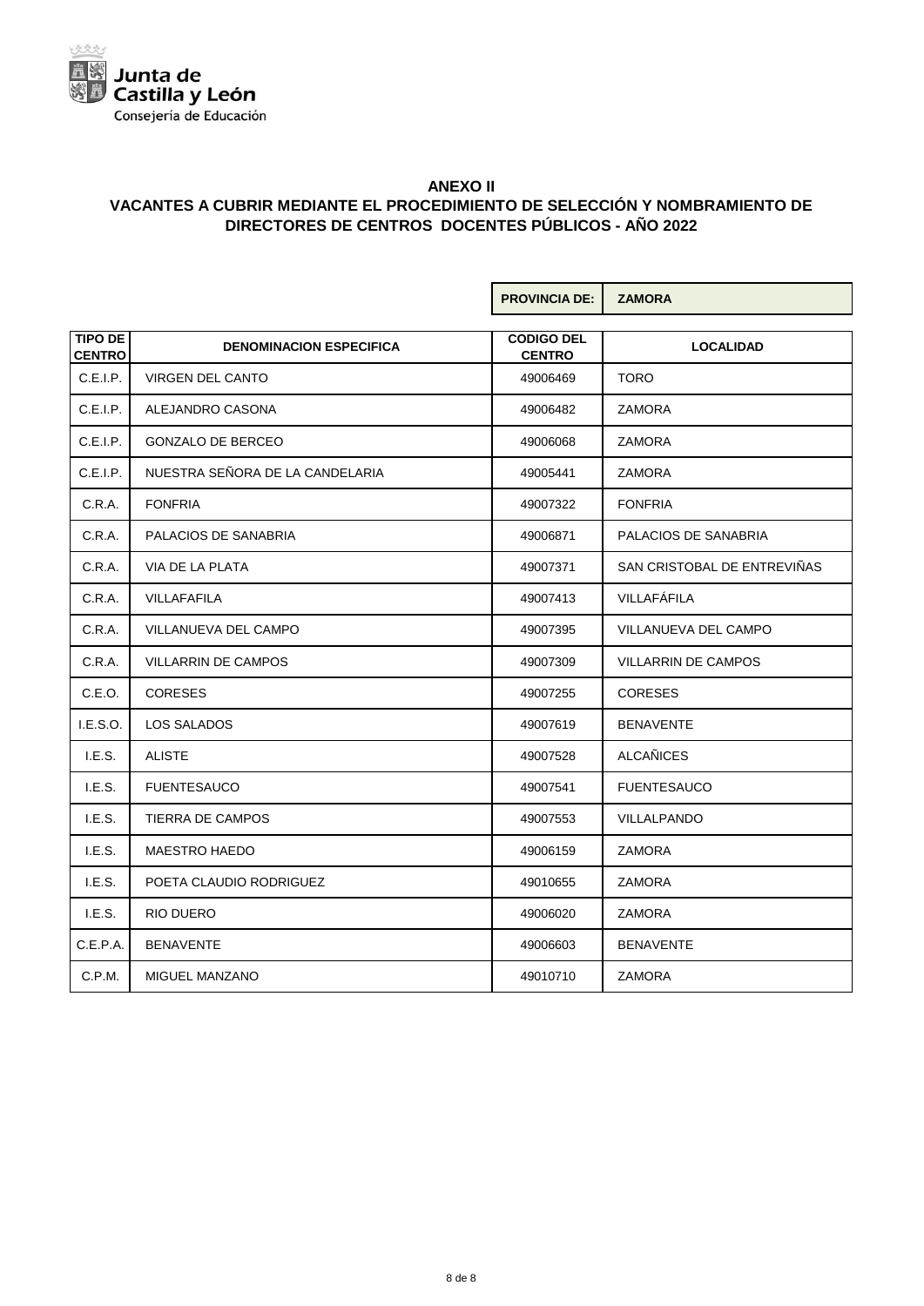Junta de Castilla y León
Consejería de Educación

**ANEXO II**

**VACANTES A CUBRIR MEDIANTE EL PROCEDIMIENTO DE SELECCIÓN Y NOMBRAMIENTO DE DIRECTORES DE CENTROS DOCENTES PÚBLICOS - AÑO 2022**

**PROVINCIA DE: ZAMORA**

| TIPO DE CENTRO | DENOMINACION ESPECIFICA | CODIGO DEL CENTRO | LOCALIDAD |
|---|---|---|---|
| C.E.I.P. | VIRGEN DEL CANTO | 49006469 | TORO |
| C.E.I.P. | ALEJANDRO CASONA | 49006482 | ZAMORA |
| C.E.I.P. | GONZALO DE BERCEO | 49006068 | ZAMORA |
| C.E.I.P. | NUESTRA SEÑORA DE LA CANDELARIA | 49005441 | ZAMORA |
| C.R.A. | FONFRIA | 49007322 | FONFRIA |
| C.R.A. | PALACIOS DE SANABRIA | 49006871 | PALACIOS DE SANABRIA |
| C.R.A. | VIA DE LA PLATA | 49007371 | SAN CRISTOBAL DE ENTREVIÑAS |
| C.R.A. | VILLAFAFILA | 49007413 | VILLAFÁFILA |
| C.R.A. | VILLANUEVA DEL CAMPO | 49007395 | VILLANUEVA DEL CAMPO |
| C.R.A. | VILLARRIN DE CAMPOS | 49007309 | VILLARRIN DE CAMPOS |
| C.E.O. | CORESES | 49007255 | CORESES |
| I.E.S.O. | LOS SALADOS | 49007619 | BENAVENTE |
| I.E.S. | ALISTE | 49007528 | ALCAÑICES |
| I.E.S. | FUENTESAUCO | 49007541 | FUENTESAUCO |
| I.E.S. | TIERRA DE CAMPOS | 49007553 | VILLALPANDO |
| I.E.S. | MAESTRO HAEDO | 49006159 | ZAMORA |
| I.E.S. | POETA CLAUDIO RODRIGUEZ | 49010655 | ZAMORA |
| I.E.S. | RIO DUERO | 49006020 | ZAMORA |
| C.E.P.A. | BENAVENTE | 49006603 | BENAVENTE |
| C.P.M. | MIGUEL MANZANO | 49010710 | ZAMORA |